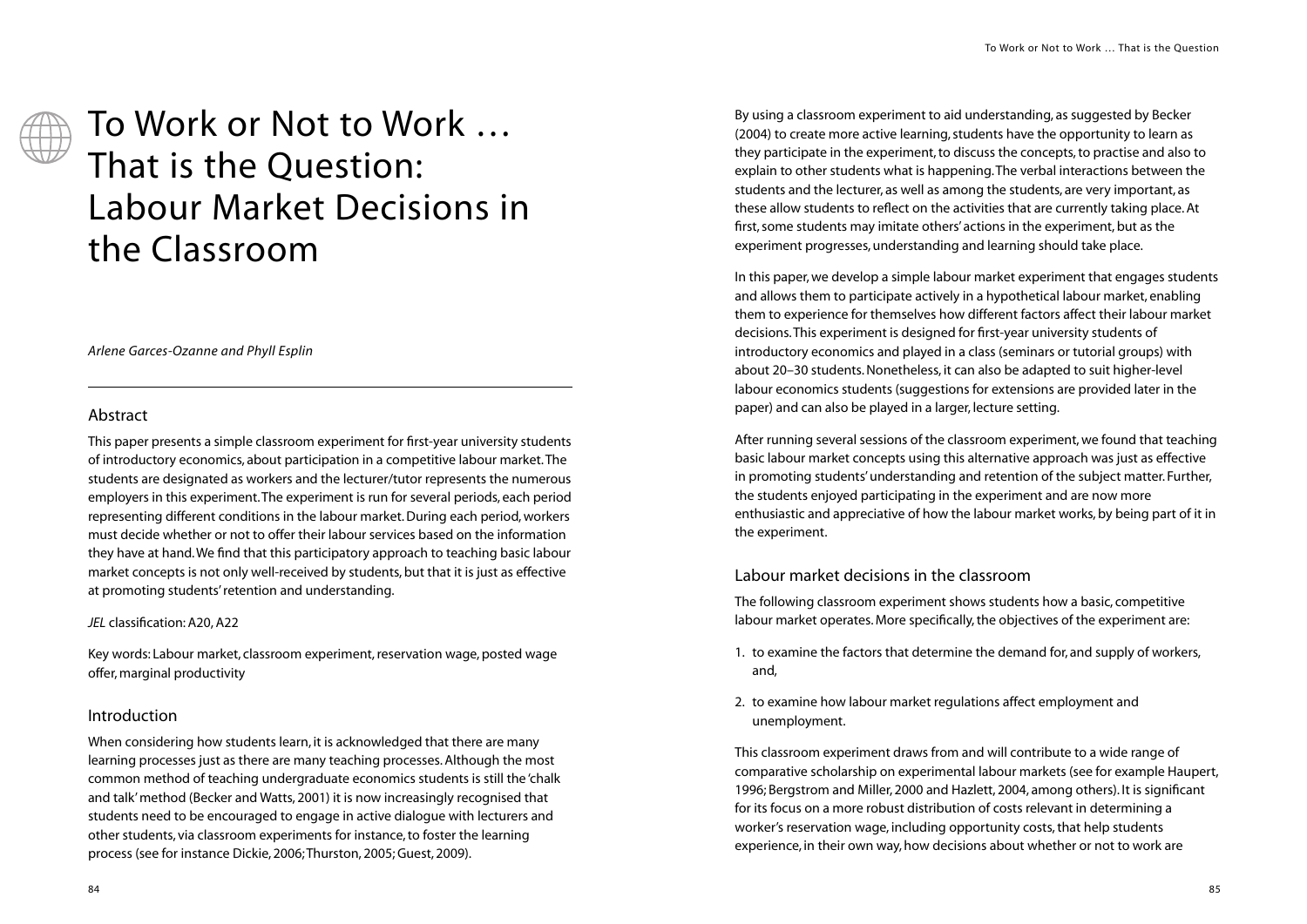# To Work or Not to Work … That is the Question: Labour Market Decisions in the Classroom

*Arlene Garces-Ozanne and Phyll Esplin*

## Abstract

This paper presents a simple classroom experiment for first-year university students of introductory economics, about participation in a competitive labour market. The students are designated as workers and the lecturer/tutor represents the numerous employers in this experiment. The experiment is run for several periods, each period representing different conditions in the labour market. During each period, workers must decide whether or not to offer their labour services based on the information they have at hand. We find that this participatory approach to teaching basic labour market concepts is not only well-received by students, but that it is just as effective at promoting students' retention and understanding.

*JEL* classification: A20, A22

Key words: Labour market, classroom experiment, reservation wage, posted wage offer, marginal productivity

## Introduction

When considering how students learn, it is acknowledged that there are many learning processes just as there are many teaching processes. Although the most common method of teaching undergraduate economics students is still the 'chalk and talk' method (Becker and Watts, 2001) it is now increasingly recognised that students need to be encouraged to engage in active dialogue with lecturers and other students, via classroom experiments for instance, to foster the learning process (see for instance Dickie, 2006; Thurston, 2005; Guest, 2009).

By using a classroom experiment to aid understanding, as suggested by Becker (2004) to create more active learning, students have the opportunity to learn as they participate in the experiment, to discuss the concepts, to practise and also to explain to other students what is happening. The verbal interactions between the students and the lecturer, as well as among the students, are very important, as these allow students to reflect on the activities that are currently taking place. At first, some students may imitate others' actions in the experiment, but as the experiment progresses, understanding and learning should take place.

In this paper, we develop a simple labour market experiment that engages students and allows them to participate actively in a hypothetical labour market, enabling them to experience for themselves how different factors affect their labour market decisions. This experiment is designed for first-year university students of introductory economics and played in a class (seminars or tutorial groups) with about 20–30 students. Nonetheless, it can also be adapted to suit higher-level labour economics students (suggestions for extensions are provided later in the paper) and can also be played in a larger, lecture setting.

After running several sessions of the classroom experiment, we found that teaching basic labour market concepts using this alternative approach was just as effective in promoting students' understanding and retention of the subject matter. Further, the students enjoyed participating in the experiment and are now more enthusiastic and appreciative of how the labour market works, by being part of it in the experiment.

## Labour market decisions in the classroom

The following classroom experiment shows students how a basic, competitive labour market operates. More specifically, the objectives of the experiment are:

1. to examine the factors that determine the demand for, and supply of workers, and,
2. to examine how labour market regulations affect employment and unemployment.

This classroom experiment draws from and will contribute to a wide range of comparative scholarship on experimental labour markets (see for example Haupert, 1996; Bergstrom and Miller, 2000 and Hazlett, 2004, among others). It is significant for its focus on a more robust distribution of costs relevant in determining a worker's reservation wage, including opportunity costs, that help students experience, in their own way, how decisions about whether or not to work are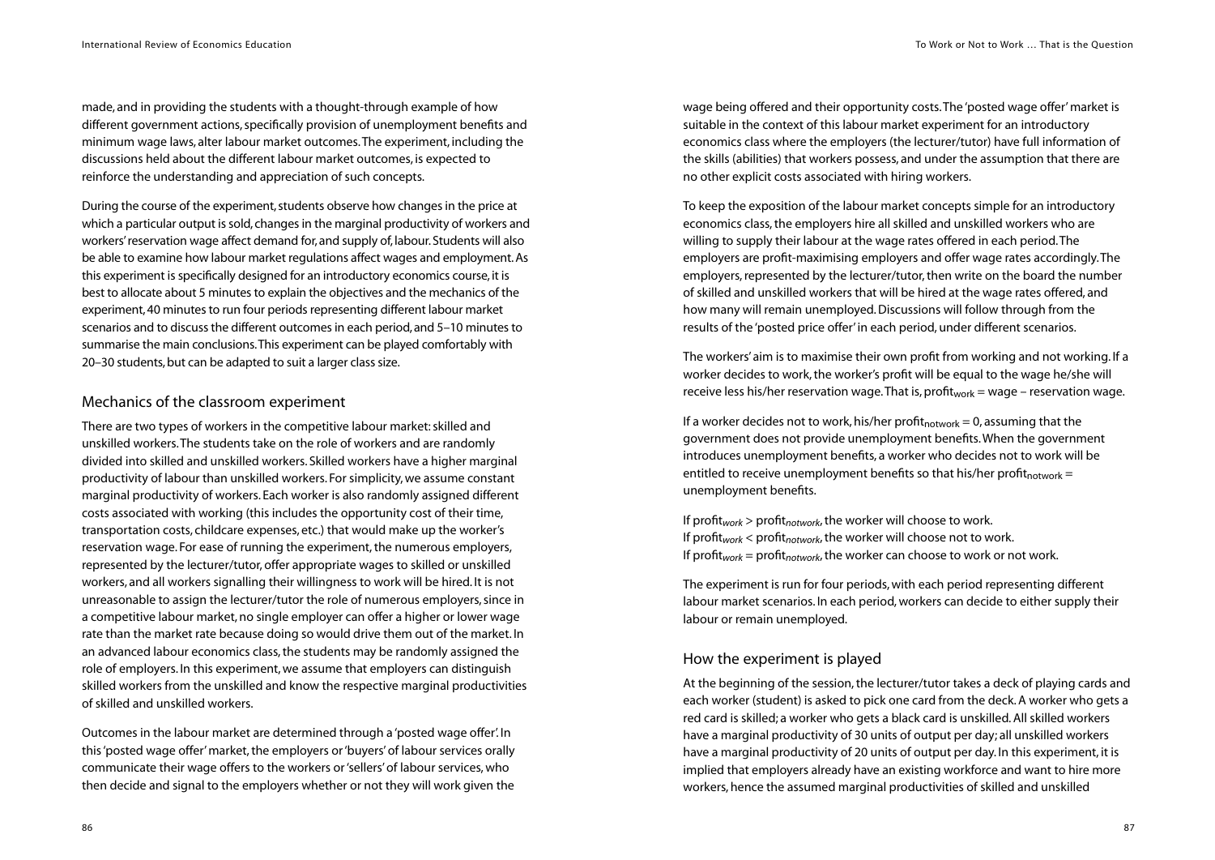made, and in providing the students with a thought-through example of how different government actions, specifically provision of unemployment benefits and minimum wage laws, alter labour market outcomes. The experiment, including the discussions held about the different labour market outcomes, is expected to reinforce the understanding and appreciation of such concepts.

During the course of the experiment, students observe how changes in the price at which a particular output is sold, changes in the marginal productivity of workers and workers' reservation wage affect demand for, and supply of, labour. Students will also be able to examine how labour market regulations affect wages and employment. As this experiment is specifically designed for an introductory economics course, it is best to allocate about 5 minutes to explain the objectives and the mechanics of the experiment, 40 minutes to run four periods representing different labour market scenarios and to discuss the different outcomes in each period, and 5–10 minutes to summarise the main conclusions. This experiment can be played comfortably with 20–30 students, but can be adapted to suit a larger class size.

## Mechanics of the classroom experiment

There are two types of workers in the competitive labour market: skilled and unskilled workers. The students take on the role of workers and are randomly divided into skilled and unskilled workers. Skilled workers have a higher marginal productivity of labour than unskilled workers. For simplicity, we assume constant marginal productivity of workers. Each worker is also randomly assigned different costs associated with working (this includes the opportunity cost of their time, transportation costs, childcare expenses, etc.) that would make up the worker's reservation wage. For ease of running the experiment, the numerous employers, represented by the lecturer/tutor, offer appropriate wages to skilled or unskilled workers, and all workers signalling their willingness to work will be hired. It is not unreasonable to assign the lecturer/tutor the role of numerous employers, since in a competitive labour market, no single employer can offer a higher or lower wage rate than the market rate because doing so would drive them out of the market. In an advanced labour economics class, the students may be randomly assigned the role of employers. In this experiment, we assume that employers can distinguish skilled workers from the unskilled and know the respective marginal productivities of skilled and unskilled workers.

Outcomes in the labour market are determined through a 'posted wage offer'. In this 'posted wage offer' market, the employers or 'buyers' of labour services orally communicate their wage offers to the workers or 'sellers' of labour services, who then decide and signal to the employers whether or not they will work given the wage being offered and their opportunity costs. The 'posted wage offer' market is suitable in the context of this labour market experiment for an introductory economics class where the employers (the lecturer/tutor) have full information of the skills (abilities) that workers possess, and under the assumption that there are no other explicit costs associated with hiring workers.

To keep the exposition of the labour market concepts simple for an introductory economics class, the employers hire all skilled and unskilled workers who are willing to supply their labour at the wage rates offered in each period. The employers are profit-maximising employers and offer wage rates accordingly. The employers, represented by the lecturer/tutor, then write on the board the number of skilled and unskilled workers that will be hired at the wage rates offered, and how many will remain unemployed. Discussions will follow through from the results of the 'posted price offer' in each period, under different scenarios.

The workers' aim is to maximise their own profit from working and not working. If a worker decides to work, the worker's profit will be equal to the wage he/she will receive less his/her reservation wage. That is, $\text{profit}_{\text{work}}$ = wage – reservation wage.

If a worker decides not to work, his/her $\text{profit}_{\text{notwork}} = 0$, assuming that the government does not provide unemployment benefits. When the government introduces unemployment benefits, a worker who decides not to work will be entitled to receive unemployment benefits so that his/her $\text{profit}_{\text{notwork}}$ = unemployment benefits.

If $\text{profit}_{work} > \text{profit}_{notwork}$, the worker will choose to work.
If $\text{profit}_{work} < \text{profit}_{notwork}$, the worker will choose not to work.
If $\text{profit}_{work} = \text{profit}_{notwork}$, the worker can choose to work or not work.

The experiment is run for four periods, with each period representing different labour market scenarios. In each period, workers can decide to either supply their labour or remain unemployed.

## How the experiment is played

At the beginning of the session, the lecturer/tutor takes a deck of playing cards and each worker (student) is asked to pick one card from the deck. A worker who gets a red card is skilled; a worker who gets a black card is unskilled. All skilled workers have a marginal productivity of 30 units of output per day; all unskilled workers have a marginal productivity of 20 units of output per day. In this experiment, it is implied that employers already have an existing workforce and want to hire more workers, hence the assumed marginal productivities of skilled and unskilled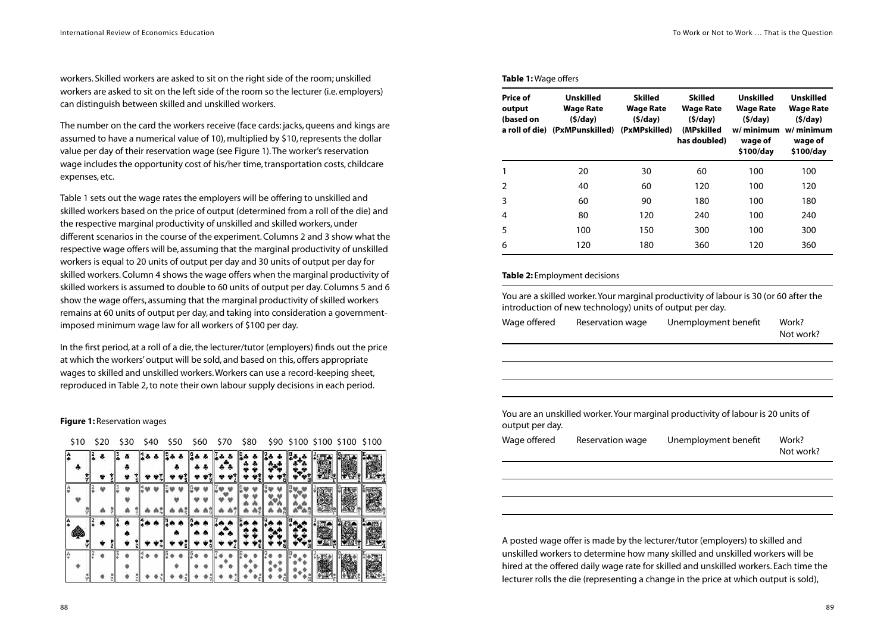workers. Skilled workers are asked to sit on the right side of the room; unskilled workers are asked to sit on the left side of the room so the lecturer (i.e. employers) can distinguish between skilled and unskilled workers.

The number on the card the workers receive (face cards: jacks, queens and kings are assumed to have a numerical value of 10), multiplied by $10, represents the dollar value per day of their reservation wage (see Figure 1). The worker's reservation wage includes the opportunity cost of his/her time, transportation costs, childcare expenses, etc.

Table 1 sets out the wage rates the employers will be offering to unskilled and skilled workers based on the price of output (determined from a roll of the die) and the respective marginal productivity of unskilled and skilled workers, under different scenarios in the course of the experiment. Columns 2 and 3 show what the respective wage offers will be, assuming that the marginal productivity of unskilled workers is equal to 20 units of output per day and 30 units of output per day for skilled workers. Column 4 shows the wage offers when the marginal productivity of skilled workers is assumed to double to 60 units of output per day. Columns 5 and 6 show the wage offers, assuming that the marginal productivity of skilled workers remains at 60 units of output per day, and taking into consideration a government-imposed minimum wage law for all workers of $100 per day.

In the first period, at a roll of a die, the lecturer/tutor (employers) finds out the price at which the workers' output will be sold, and based on this, offers appropriate wages to skilled and unskilled workers. Workers can use a record-keeping sheet, reproduced in Table 2, to note their own labour supply decisions in each period.

**Figure 1:** Reservation wages

| $10 | $20 | $30 | $40 | $50 | $60 | $70 | $80 | $90 | $100 | $100 | $100 | $100 |
|---|---|---|---|---|---|---|---|---|---|---|---|---|
| A♣ | 2♣ | 3♣ | 4♣ | 5♣ | 6♣ | 7♣ | 8♣ | 9♣ | 10♣ | J♣ | Q♣ | K♣ |
| A♥ | 2♥ | 3♥ | 4♥ | 5♥ | 6♥ | 7♥ | 8♥ | 9♥ | 10♥ | J♥ | Q♥ | K♥ |
| A♠ | 2♠ | 3♠ | 4♠ | 5♠ | 6♠ | 7♠ | 8♠ | 9♠ | 10♠ | J♠ | Q♠ | K♠ |
| A♦ | 2♦ | 3♦ | 4♦ | 5♦ | 6♦ | 7♦ | 8♦ | 9♦ | 10♦ | J♦ | Q♦ | K♦ |

**Table 1:** Wage offers

| Price of output (based on a roll of die) | Unskilled Wage Rate ($/day) (PxMPunskilled) | Skilled Wage Rate ($/day) (PxMPskilled) | Skilled Wage Rate ($/day) (MPskilled has doubled) | Unskilled Wage Rate ($/day) w/ minimum wage of $100/day | Unskilled Wage Rate ($/day) w/ minimum wage of $100/day |
|---|---|---|---|---|---|
| 1 | 20 | 30 | 60 | 100 | 100 |
| 2 | 40 | 60 | 120 | 100 | 120 |
| 3 | 60 | 90 | 180 | 100 | 180 |
| 4 | 80 | 120 | 240 | 100 | 240 |
| 5 | 100 | 150 | 300 | 100 | 300 |
| 6 | 120 | 180 | 360 | 120 | 360 |

**Table 2:** Employment decisions

You are a skilled worker. Your marginal productivity of labour is 30 (or 60 after the introduction of new technology) units of output per day.

| Wage offered | Reservation wage | Unemployment benefit | Work? Not work? |
|---|---|---|---|
| | | | |
| | | | |
| | | | |
| | | | |

You are an unskilled worker. Your marginal productivity of labour is 20 units of output per day.

| Wage offered | Reservation wage | Unemployment benefit | Work? Not work? |
|---|---|---|---|
| | | | |
| | | | |
| | | | |
| | | | |

A posted wage offer is made by the lecturer/tutor (employers) to skilled and unskilled workers to determine how many skilled and unskilled workers will be hired at the offered daily wage rate for skilled and unskilled workers. Each time the lecturer rolls the die (representing a change in the price at which output is sold),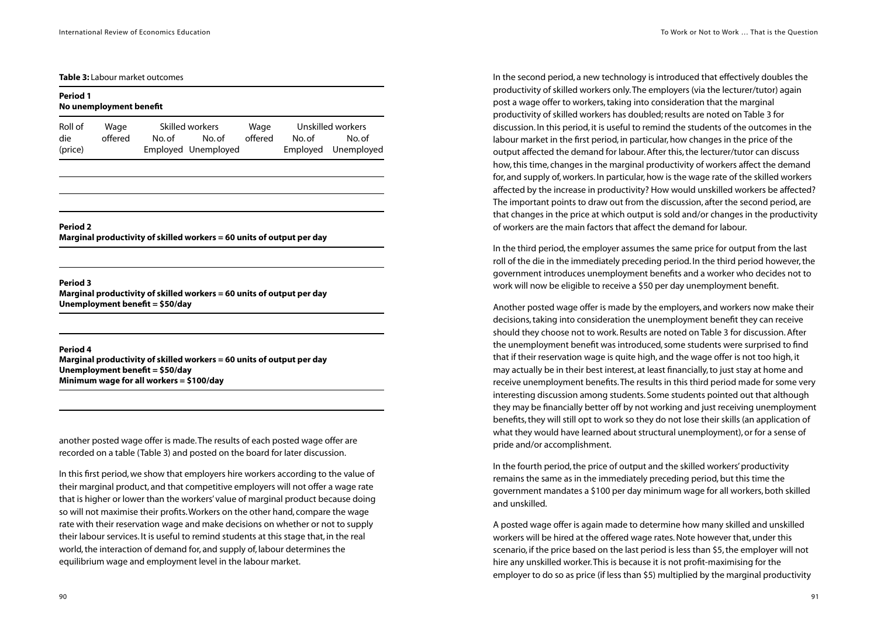**Table 3:** Labour market outcomes

| Roll of die (price) | Wage offered | Skilled workers No. of Employed | Skilled workers No. of Unemployed | Wage offered | Unskilled workers No. of Employed | Unskilled workers No. of Unemployed |
|---|---|---|---|---|---|---|
| **Period 1 – No unemployment benefit** | | | | | | |
| | | | | | | |
| | | | | | | |
| | | | | | | |
| **Period 2 – Marginal productivity of skilled workers = 60 units of output per day** | | | | | | |
| | | | | | | |
| **Period 3 – Marginal productivity of skilled workers = 60 units of output per day; Unemployment benefit = $50/day** | | | | | | |
| | | | | | | |
| **Period 4 – Marginal productivity of skilled workers = 60 units of output per day; Unemployment benefit = $50/day; Minimum wage for all workers = $100/day** | | | | | | |
| | | | | | | |

another posted wage offer is made. The results of each posted wage offer are recorded on a table (Table 3) and posted on the board for later discussion.

In this first period, we show that employers hire workers according to the value of their marginal product, and that competitive employers will not offer a wage rate that is higher or lower than the workers' value of marginal product because doing so will not maximise their profits. Workers on the other hand, compare the wage rate with their reservation wage and make decisions on whether or not to supply their labour services. It is useful to remind students at this stage that, in the real world, the interaction of demand for, and supply of, labour determines the equilibrium wage and employment level in the labour market.

In the second period, a new technology is introduced that effectively doubles the productivity of skilled workers only. The employers (via the lecturer/tutor) again post a wage offer to workers, taking into consideration that the marginal productivity of skilled workers has doubled; results are noted on Table 3 for discussion. In this period, it is useful to remind the students of the outcomes in the labour market in the first period, in particular, how changes in the price of the output affected the demand for labour. After this, the lecturer/tutor can discuss how, this time, changes in the marginal productivity of workers affect the demand for, and supply of, workers. In particular, how is the wage rate of the skilled workers affected by the increase in productivity? How would unskilled workers be affected? The important points to draw out from the discussion, after the second period, are that changes in the price at which output is sold and/or changes in the productivity of workers are the main factors that affect the demand for labour.

In the third period, the employer assumes the same price for output from the last roll of the die in the immediately preceding period. In the third period however, the government introduces unemployment benefits and a worker who decides not to work will now be eligible to receive a $50 per day unemployment benefit.

Another posted wage offer is made by the employers, and workers now make their decisions, taking into consideration the unemployment benefit they can receive should they choose not to work. Results are noted on Table 3 for discussion. After the unemployment benefit was introduced, some students were surprised to find that if their reservation wage is quite high, and the wage offer is not too high, it may actually be in their best interest, at least financially, to just stay at home and receive unemployment benefits. The results in this third period made for some very interesting discussion among students. Some students pointed out that although they may be financially better off by not working and just receiving unemployment benefits, they will still opt to work so they do not lose their skills (an application of what they would have learned about structural unemployment), or for a sense of pride and/or accomplishment.

In the fourth period, the price of output and the skilled workers' productivity remains the same as in the immediately preceding period, but this time the government mandates a $100 per day minimum wage for all workers, both skilled and unskilled.

A posted wage offer is again made to determine how many skilled and unskilled workers will be hired at the offered wage rates. Note however that, under this scenario, if the price based on the last period is less than $5, the employer will not hire any unskilled worker. This is because it is not profit-maximising for the employer to do so as price (if less than $5) multiplied by the marginal productivity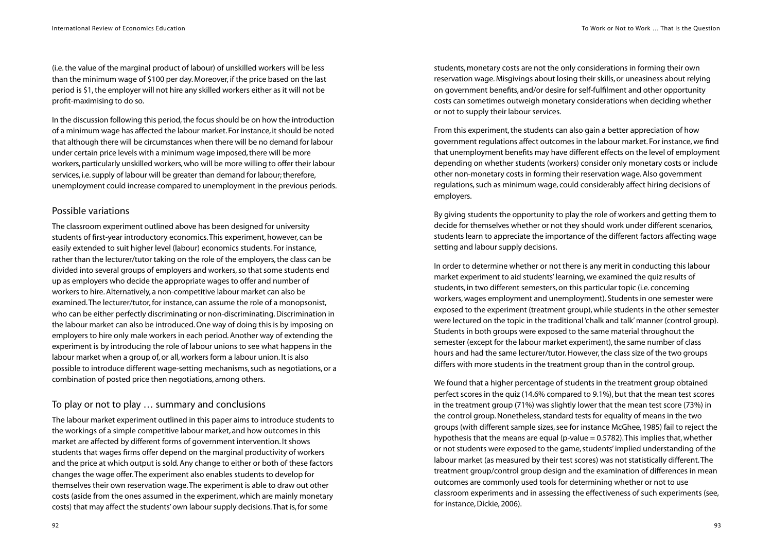(i.e. the value of the marginal product of labour) of unskilled workers will be less than the minimum wage of $100 per day. Moreover, if the price based on the last period is $1, the employer will not hire any skilled workers either as it will not be profit-maximising to do so.

In the discussion following this period, the focus should be on how the introduction of a minimum wage has affected the labour market. For instance, it should be noted that although there will be circumstances when there will be no demand for labour under certain price levels with a minimum wage imposed, there will be more workers, particularly unskilled workers, who will be more willing to offer their labour services, i.e. supply of labour will be greater than demand for labour; therefore, unemployment could increase compared to unemployment in the previous periods.

## Possible variations

The classroom experiment outlined above has been designed for university students of first-year introductory economics. This experiment, however, can be easily extended to suit higher level (labour) economics students. For instance, rather than the lecturer/tutor taking on the role of the employers, the class can be divided into several groups of employers and workers, so that some students end up as employers who decide the appropriate wages to offer and number of workers to hire. Alternatively, a non-competitive labour market can also be examined. The lecturer/tutor, for instance, can assume the role of a monopsonist, who can be either perfectly discriminating or non-discriminating. Discrimination in the labour market can also be introduced. One way of doing this is by imposing on employers to hire only male workers in each period. Another way of extending the experiment is by introducing the role of labour unions to see what happens in the labour market when a group of, or all, workers form a labour union. It is also possible to introduce different wage-setting mechanisms, such as negotiations, or a combination of posted price then negotiations, among others.

## To play or not to play … summary and conclusions

The labour market experiment outlined in this paper aims to introduce students to the workings of a simple competitive labour market, and how outcomes in this market are affected by different forms of government intervention. It shows students that wages firms offer depend on the marginal productivity of workers and the price at which output is sold. Any change to either or both of these factors changes the wage offer. The experiment also enables students to develop for themselves their own reservation wage. The experiment is able to draw out other costs (aside from the ones assumed in the experiment, which are mainly monetary costs) that may affect the students' own labour supply decisions. That is, for some students, monetary costs are not the only considerations in forming their own reservation wage. Misgivings about losing their skills, or uneasiness about relying on government benefits, and/or desire for self-fulfilment and other opportunity costs can sometimes outweigh monetary considerations when deciding whether or not to supply their labour services.

From this experiment, the students can also gain a better appreciation of how government regulations affect outcomes in the labour market. For instance, we find that unemployment benefits may have different effects on the level of employment depending on whether students (workers) consider only monetary costs or include other non-monetary costs in forming their reservation wage. Also government regulations, such as minimum wage, could considerably affect hiring decisions of employers.

By giving students the opportunity to play the role of workers and getting them to decide for themselves whether or not they should work under different scenarios, students learn to appreciate the importance of the different factors affecting wage setting and labour supply decisions.

In order to determine whether or not there is any merit in conducting this labour market experiment to aid students' learning, we examined the quiz results of students, in two different semesters, on this particular topic (i.e. concerning workers, wages employment and unemployment). Students in one semester were exposed to the experiment (treatment group), while students in the other semester were lectured on the topic in the traditional 'chalk and talk' manner (control group). Students in both groups were exposed to the same material throughout the semester (except for the labour market experiment), the same number of class hours and had the same lecturer/tutor. However, the class size of the two groups differs with more students in the treatment group than in the control group.

We found that a higher percentage of students in the treatment group obtained perfect scores in the quiz (14.6% compared to 9.1%), but that the mean test scores in the treatment group (71%) was slightly lower that the mean test score (73%) in the control group. Nonetheless, standard tests for equality of means in the two groups (with different sample sizes, see for instance McGhee, 1985) fail to reject the hypothesis that the means are equal (p-value = 0.5782). This implies that, whether or not students were exposed to the game, students' implied understanding of the labour market (as measured by their test scores) was not statistically different. The treatment group/control group design and the examination of differences in mean outcomes are commonly used tools for determining whether or not to use classroom experiments and in assessing the effectiveness of such experiments (see, for instance, Dickie, 2006).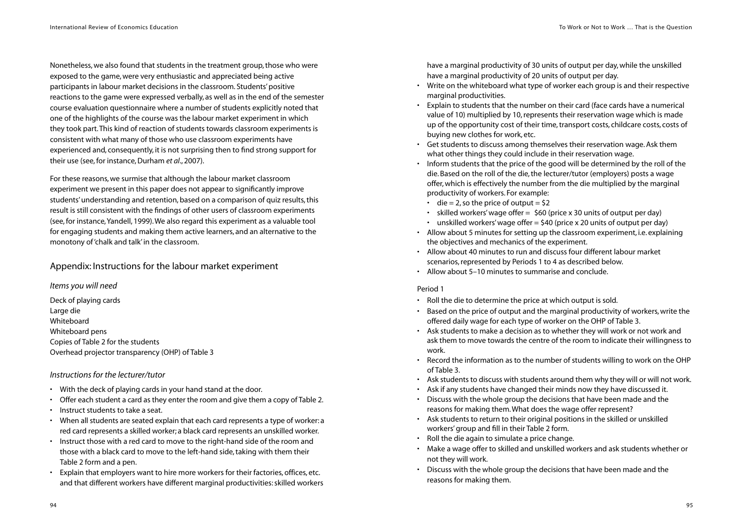Nonetheless, we also found that students in the treatment group, those who were exposed to the game, were very enthusiastic and appreciated being active participants in labour market decisions in the classroom. Students' positive reactions to the game were expressed verbally, as well as in the end of the semester course evaluation questionnaire where a number of students explicitly noted that one of the highlights of the course was the labour market experiment in which they took part. This kind of reaction of students towards classroom experiments is consistent with what many of those who use classroom experiments have experienced and, consequently, it is not surprising then to find strong support for their use (see, for instance, Durham *et al*., 2007).

For these reasons, we surmise that although the labour market classroom experiment we present in this paper does not appear to significantly improve students' understanding and retention, based on a comparison of quiz results, this result is still consistent with the findings of other users of classroom experiments (see, for instance, Yandell, 1999). We also regard this experiment as a valuable tool for engaging students and making them active learners, and an alternative to the monotony of 'chalk and talk' in the classroom.

## Appendix: Instructions for the labour market experiment

### *Items you will need*

Deck of playing cards
Large die
Whiteboard
Whiteboard pens
Copies of Table 2 for the students
Overhead projector transparency (OHP) of Table 3

### *Instructions for the lecturer/tutor*

- With the deck of playing cards in your hand stand at the door.
- Offer each student a card as they enter the room and give them a copy of Table 2.
- Instruct students to take a seat.
- When all students are seated explain that each card represents a type of worker: a red card represents a skilled worker; a black card represents an unskilled worker.
- Instruct those with a red card to move to the right-hand side of the room and those with a black card to move to the left-hand side, taking with them their Table 2 form and a pen.
- Explain that employers want to hire more workers for their factories, offices, etc. and that different workers have different marginal productivities: skilled workers have a marginal productivity of 30 units of output per day, while the unskilled have a marginal productivity of 20 units of output per day.
- Write on the whiteboard what type of worker each group is and their respective marginal productivities.
- Explain to students that the number on their card (face cards have a numerical value of 10) multiplied by 10, represents their reservation wage which is made up of the opportunity cost of their time, transport costs, childcare costs, costs of buying new clothes for work, etc.
- Get students to discuss among themselves their reservation wage. Ask them what other things they could include in their reservation wage.
- Inform students that the price of the good will be determined by the roll of the die. Based on the roll of the die, the lecturer/tutor (employers) posts a wage offer, which is effectively the number from the die multiplied by the marginal productivity of workers. For example:
  - die = 2, so the price of output = $2
  - skilled workers' wage offer = $60 (price x 30 units of output per day)
  - unskilled workers' wage offer = $40 (price x 20 units of output per day)
- Allow about 5 minutes for setting up the classroom experiment, i.e. explaining the objectives and mechanics of the experiment.
- Allow about 40 minutes to run and discuss four different labour market scenarios, represented by Periods 1 to 4 as described below.
- Allow about 5–10 minutes to summarise and conclude.

#### Period 1

- Roll the die to determine the price at which output is sold.
- Based on the price of output and the marginal productivity of workers, write the offered daily wage for each type of worker on the OHP of Table 3.
- Ask students to make a decision as to whether they will work or not work and ask them to move towards the centre of the room to indicate their willingness to work.
- Record the information as to the number of students willing to work on the OHP of Table 3.
- Ask students to discuss with students around them why they will or will not work.
- Ask if any students have changed their minds now they have discussed it.
- Discuss with the whole group the decisions that have been made and the reasons for making them. What does the wage offer represent?
- Ask students to return to their original positions in the skilled or unskilled workers' group and fill in their Table 2 form.
- Roll the die again to simulate a price change.
- Make a wage offer to skilled and unskilled workers and ask students whether or not they will work.
- Discuss with the whole group the decisions that have been made and the reasons for making them.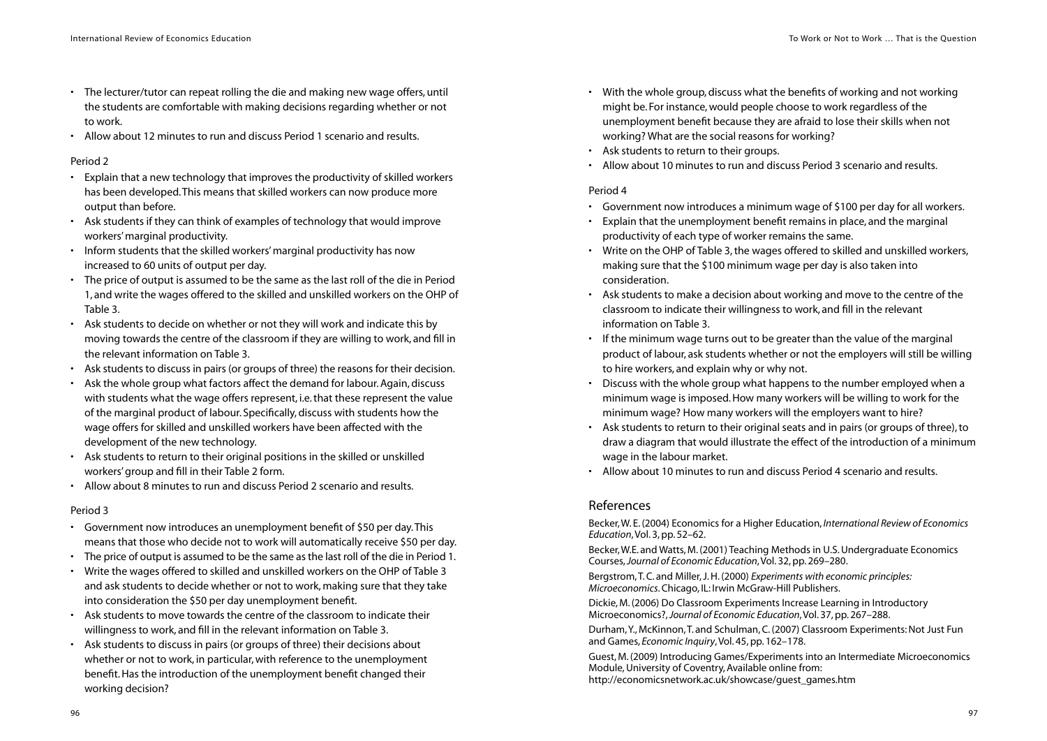- The lecturer/tutor can repeat rolling the die and making new wage offers, until the students are comfortable with making decisions regarding whether or not to work.
- Allow about 12 minutes to run and discuss Period 1 scenario and results.

Period 2

- Explain that a new technology that improves the productivity of skilled workers has been developed. This means that skilled workers can now produce more output than before.
- Ask students if they can think of examples of technology that would improve workers' marginal productivity.
- Inform students that the skilled workers' marginal productivity has now increased to 60 units of output per day.
- The price of output is assumed to be the same as the last roll of the die in Period 1, and write the wages offered to the skilled and unskilled workers on the OHP of Table 3.
- Ask students to decide on whether or not they will work and indicate this by moving towards the centre of the classroom if they are willing to work, and fill in the relevant information on Table 3.
- Ask students to discuss in pairs (or groups of three) the reasons for their decision.
- Ask the whole group what factors affect the demand for labour. Again, discuss with students what the wage offers represent, i.e. that these represent the value of the marginal product of labour. Specifically, discuss with students how the wage offers for skilled and unskilled workers have been affected with the development of the new technology.
- Ask students to return to their original positions in the skilled or unskilled workers' group and fill in their Table 2 form.
- Allow about 8 minutes to run and discuss Period 2 scenario and results.

Period 3

- Government now introduces an unemployment benefit of \$50 per day. This means that those who decide not to work will automatically receive \$50 per day.
- The price of output is assumed to be the same as the last roll of the die in Period 1.
- Write the wages offered to skilled and unskilled workers on the OHP of Table 3 and ask students to decide whether or not to work, making sure that they take into consideration the \$50 per day unemployment benefit.
- Ask students to move towards the centre of the classroom to indicate their willingness to work, and fill in the relevant information on Table 3.
- Ask students to discuss in pairs (or groups of three) their decisions about whether or not to work, in particular, with reference to the unemployment benefit. Has the introduction of the unemployment benefit changed their working decision?
- With the whole group, discuss what the benefits of working and not working might be. For instance, would people choose to work regardless of the unemployment benefit because they are afraid to lose their skills when not working? What are the social reasons for working?
- Ask students to return to their groups.
- Allow about 10 minutes to run and discuss Period 3 scenario and results.

Period 4

- Government now introduces a minimum wage of \$100 per day for all workers.
- Explain that the unemployment benefit remains in place, and the marginal productivity of each type of worker remains the same.
- Write on the OHP of Table 3, the wages offered to skilled and unskilled workers, making sure that the \$100 minimum wage per day is also taken into consideration.
- Ask students to make a decision about working and move to the centre of the classroom to indicate their willingness to work, and fill in the relevant information on Table 3.
- If the minimum wage turns out to be greater than the value of the marginal product of labour, ask students whether or not the employers will still be willing to hire workers, and explain why or why not.
- Discuss with the whole group what happens to the number employed when a minimum wage is imposed. How many workers will be willing to work for the minimum wage? How many workers will the employers want to hire?
- Ask students to return to their original seats and in pairs (or groups of three), to draw a diagram that would illustrate the effect of the introduction of a minimum wage in the labour market.
- Allow about 10 minutes to run and discuss Period 4 scenario and results.

## References

Becker, W. E. (2004) Economics for a Higher Education, *International Review of Economics Education*, Vol. 3, pp. 52–62.

Becker, W.E. and Watts, M. (2001) Teaching Methods in U.S. Undergraduate Economics Courses, *Journal of Economic Education*, Vol. 32, pp. 269–280.

Bergstrom, T. C. and Miller, J. H. (2000) *Experiments with economic principles: Microeconomics*. Chicago, IL: Irwin McGraw-Hill Publishers.

Dickie, M. (2006) Do Classroom Experiments Increase Learning in Introductory Microeconomics?, *Journal of Economic Education*, Vol. 37, pp. 267–288.

Durham, Y., McKinnon, T. and Schulman, C. (2007) Classroom Experiments: Not Just Fun and Games, *Economic Inquiry*, Vol. 45, pp. 162–178.

Guest, M. (2009) Introducing Games/Experiments into an Intermediate Microeconomics Module, University of Coventry, Available online from: http://economicsnetwork.ac.uk/showcase/guest_games.htm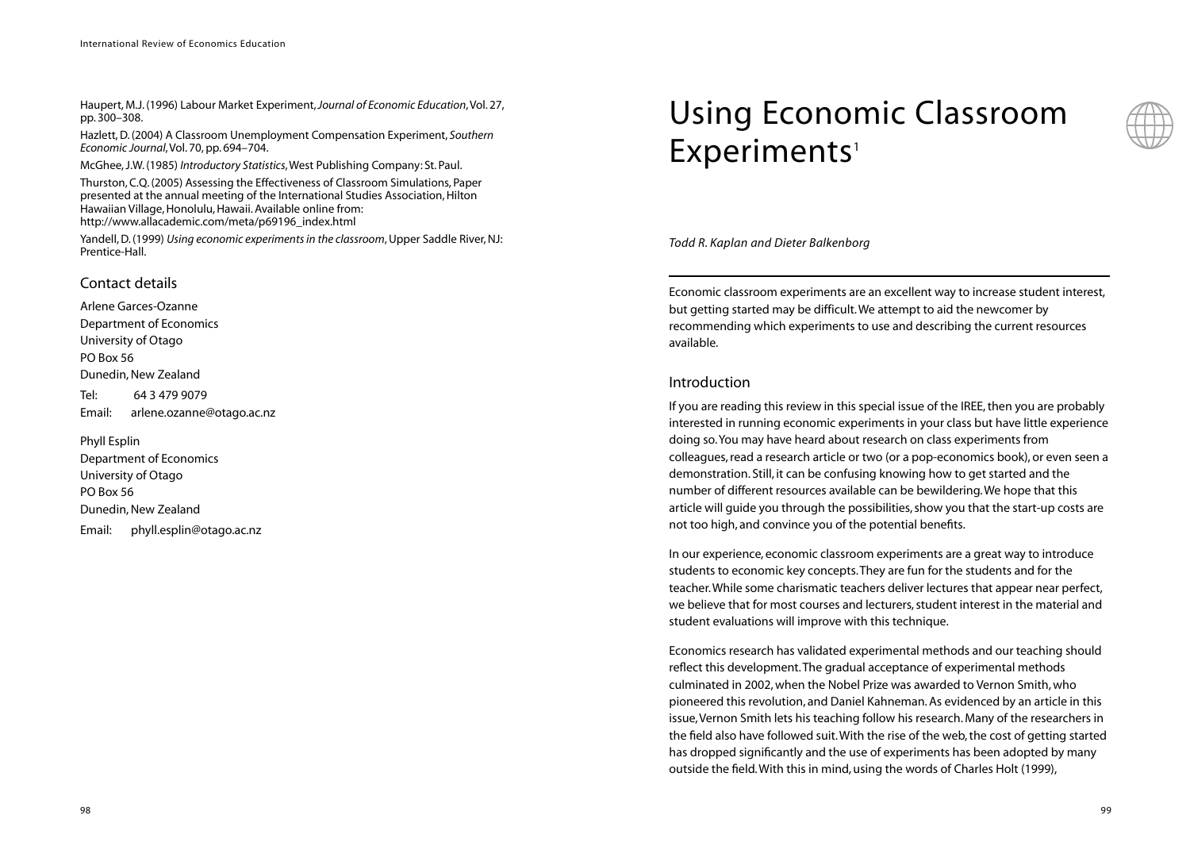Haupert, M.J. (1996) Labour Market Experiment, *Journal of Economic Education*, Vol. 27, pp. 300–308.

Hazlett, D. (2004) A Classroom Unemployment Compensation Experiment, *Southern Economic Journal*, Vol. 70, pp. 694–704.

McGhee, J.W. (1985) *Introductory Statistics*, West Publishing Company: St. Paul.

Thurston, C.Q. (2005) Assessing the Effectiveness of Classroom Simulations, Paper presented at the annual meeting of the International Studies Association, Hilton Hawaiian Village, Honolulu, Hawaii. Available online from: http://www.allacademic.com/meta/p69196_index.html

Yandell, D. (1999) *Using economic experiments in the classroom*, Upper Saddle River, NJ: Prentice-Hall.

## Contact details

Arlene Garces-Ozanne
Department of Economics
University of Otago
PO Box 56
Dunedin, New Zealand

Tel: 64 3 479 9079
Email: arlene.ozanne@otago.ac.nz

Phyll Esplin
Department of Economics
University of Otago
PO Box 56
Dunedin, New Zealand

Email: phyll.esplin@otago.ac.nz

# Using Economic Classroom Experiments[1]

*Todd R. Kaplan and Dieter Balkenborg*

Economic classroom experiments are an excellent way to increase student interest, but getting started may be difficult. We attempt to aid the newcomer by recommending which experiments to use and describing the current resources available.

## Introduction

If you are reading this review in this special issue of the IREE, then you are probably interested in running economic experiments in your class but have little experience doing so. You may have heard about research on class experiments from colleagues, read a research article or two (or a pop-economics book), or even seen a demonstration. Still, it can be confusing knowing how to get started and the number of different resources available can be bewildering. We hope that this article will guide you through the possibilities, show you that the start-up costs are not too high, and convince you of the potential benefits.

In our experience, economic classroom experiments are a great way to introduce students to economic key concepts. They are fun for the students and for the teacher. While some charismatic teachers deliver lectures that appear near perfect, we believe that for most courses and lecturers, student interest in the material and student evaluations will improve with this technique.

Economics research has validated experimental methods and our teaching should reflect this development. The gradual acceptance of experimental methods culminated in 2002, when the Nobel Prize was awarded to Vernon Smith, who pioneered this revolution, and Daniel Kahneman. As evidenced by an article in this issue, Vernon Smith lets his teaching follow his research. Many of the researchers in the field also have followed suit. With the rise of the web, the cost of getting started has dropped significantly and the use of experiments has been adopted by many outside the field. With this in mind, using the words of Charles Holt (1999),